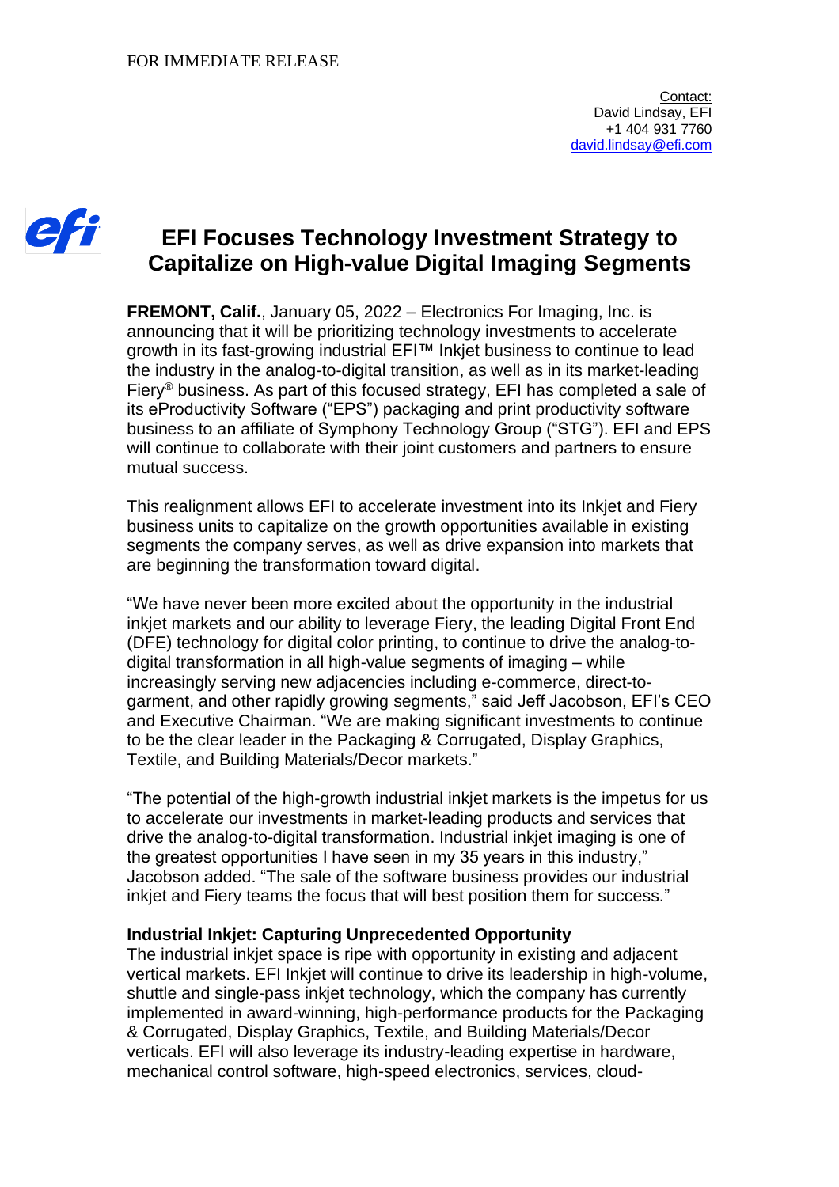FOR IMMEDIATE RELEASE

Contact:
David Lindsay, EFI
+1 404 931 7760
david.lindsay@efi.com

# EFI Focuses Technology Investment Strategy to Capitalize on High-value Digital Imaging Segments

**FREMONT, Calif.**, January 05, 2022 – Electronics For Imaging, Inc. is announcing that it will be prioritizing technology investments to accelerate growth in its fast-growing industrial EFI™ Inkjet business to continue to lead the industry in the analog-to-digital transition, as well as in its market-leading Fiery® business. As part of this focused strategy, EFI has completed a sale of its eProductivity Software ("EPS") packaging and print productivity software business to an affiliate of Symphony Technology Group ("STG"). EFI and EPS will continue to collaborate with their joint customers and partners to ensure mutual success.

This realignment allows EFI to accelerate investment into its Inkjet and Fiery business units to capitalize on the growth opportunities available in existing segments the company serves, as well as drive expansion into markets that are beginning the transformation toward digital.

"We have never been more excited about the opportunity in the industrial inkjet markets and our ability to leverage Fiery, the leading Digital Front End (DFE) technology for digital color printing, to continue to drive the analog-to-digital transformation in all high-value segments of imaging – while increasingly serving new adjacencies including e-commerce, direct-to-garment, and other rapidly growing segments," said Jeff Jacobson, EFI's CEO and Executive Chairman. "We are making significant investments to continue to be the clear leader in the Packaging & Corrugated, Display Graphics, Textile, and Building Materials/Decor markets."

"The potential of the high-growth industrial inkjet markets is the impetus for us to accelerate our investments in market-leading products and services that drive the analog-to-digital transformation. Industrial inkjet imaging is one of the greatest opportunities I have seen in my 35 years in this industry," Jacobson added. "The sale of the software business provides our industrial inkjet and Fiery teams the focus that will best position them for success."

**Industrial Inkjet: Capturing Unprecedented Opportunity**

The industrial inkjet space is ripe with opportunity in existing and adjacent vertical markets. EFI Inkjet will continue to drive its leadership in high-volume, shuttle and single-pass inkjet technology, which the company has currently implemented in award-winning, high-performance products for the Packaging & Corrugated, Display Graphics, Textile, and Building Materials/Decor verticals. EFI will also leverage its industry-leading expertise in hardware, mechanical control software, high-speed electronics, services, cloud-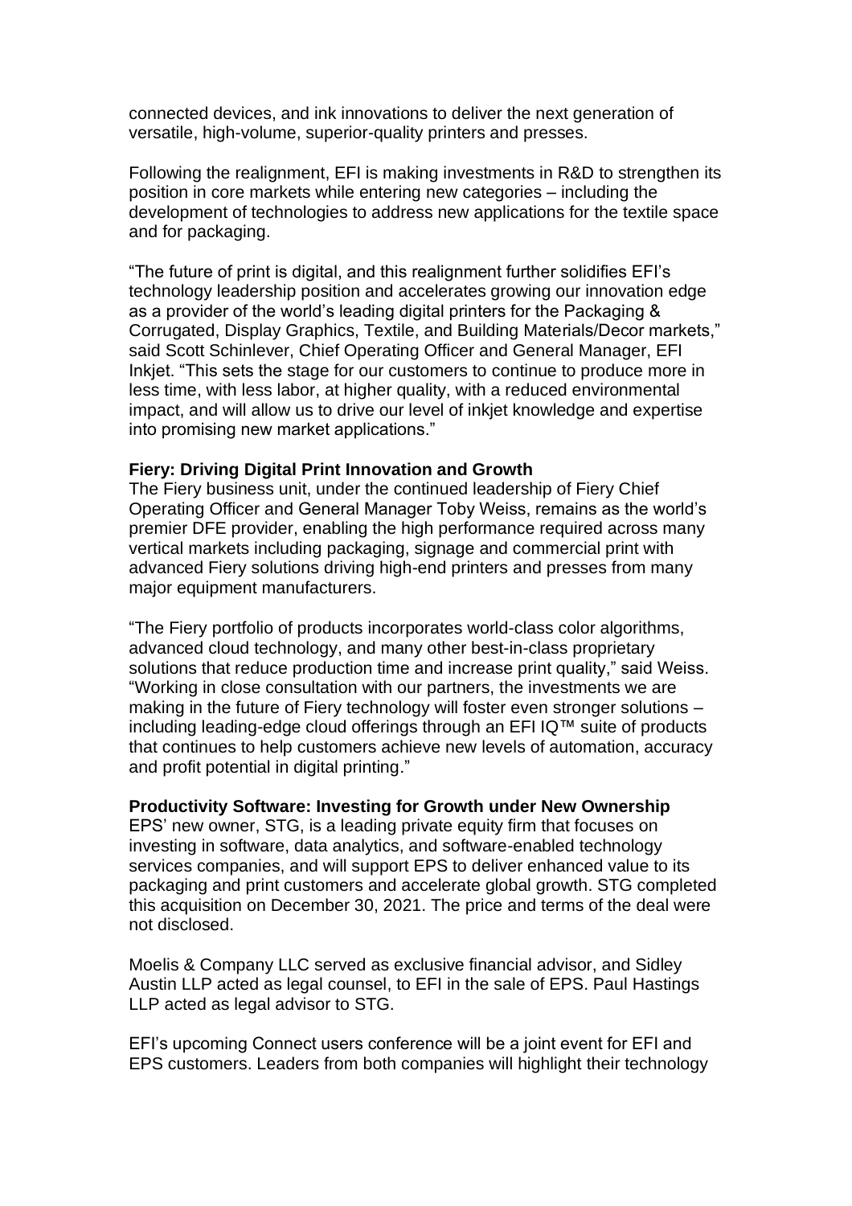connected devices, and ink innovations to deliver the next generation of versatile, high-volume, superior-quality printers and presses.

Following the realignment, EFI is making investments in R&D to strengthen its position in core markets while entering new categories – including the development of technologies to address new applications for the textile space and for packaging.

"The future of print is digital, and this realignment further solidifies EFI's technology leadership position and accelerates growing our innovation edge as a provider of the world's leading digital printers for the Packaging & Corrugated, Display Graphics, Textile, and Building Materials/Decor markets," said Scott Schinlever, Chief Operating Officer and General Manager, EFI Inkjet. "This sets the stage for our customers to continue to produce more in less time, with less labor, at higher quality, with a reduced environmental impact, and will allow us to drive our level of inkjet knowledge and expertise into promising new market applications."

**Fiery: Driving Digital Print Innovation and Growth**

The Fiery business unit, under the continued leadership of Fiery Chief Operating Officer and General Manager Toby Weiss, remains as the world's premier DFE provider, enabling the high performance required across many vertical markets including packaging, signage and commercial print with advanced Fiery solutions driving high-end printers and presses from many major equipment manufacturers.

"The Fiery portfolio of products incorporates world-class color algorithms, advanced cloud technology, and many other best-in-class proprietary solutions that reduce production time and increase print quality," said Weiss. "Working in close consultation with our partners, the investments we are making in the future of Fiery technology will foster even stronger solutions – including leading-edge cloud offerings through an EFI IQ™ suite of products that continues to help customers achieve new levels of automation, accuracy and profit potential in digital printing."

**Productivity Software: Investing for Growth under New Ownership**

EPS' new owner, STG, is a leading private equity firm that focuses on investing in software, data analytics, and software-enabled technology services companies, and will support EPS to deliver enhanced value to its packaging and print customers and accelerate global growth. STG completed this acquisition on December 30, 2021. The price and terms of the deal were not disclosed.

Moelis & Company LLC served as exclusive financial advisor, and Sidley Austin LLP acted as legal counsel, to EFI in the sale of EPS. Paul Hastings LLP acted as legal advisor to STG.

EFI's upcoming Connect users conference will be a joint event for EFI and EPS customers. Leaders from both companies will highlight their technology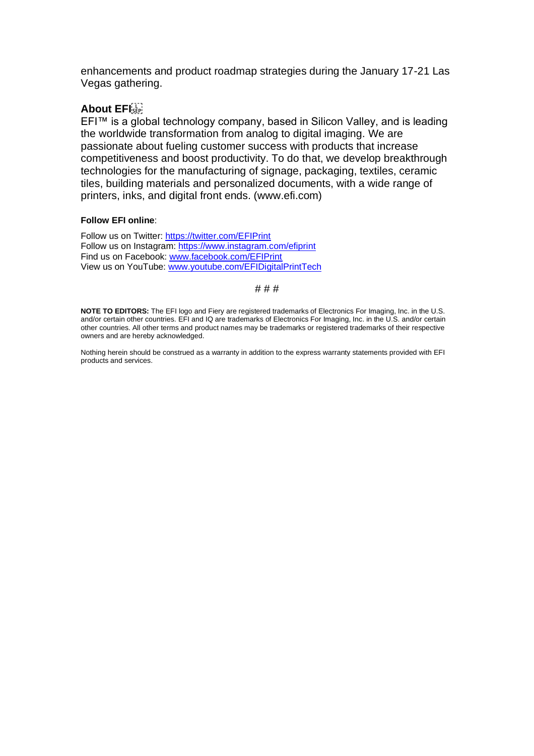enhancements and product roadmap strategies during the January 17-21 Las Vegas gathering.

## About EFI

EFI™ is a global technology company, based in Silicon Valley, and is leading the worldwide transformation from analog to digital imaging. We are passionate about fueling customer success with products that increase competitiveness and boost productivity. To do that, we develop breakthrough technologies for the manufacturing of signage, packaging, textiles, ceramic tiles, building materials and personalized documents, with a wide range of printers, inks, and digital front ends. (www.efi.com)

**Follow EFI online**:

Follow us on Twitter: https://twitter.com/EFIPrint
Follow us on Instagram: https://www.instagram.com/efiprint
Find us on Facebook: www.facebook.com/EFIPrint
View us on YouTube: www.youtube.com/EFIDigitalPrintTech

# # #

**NOTE TO EDITORS:** The EFI logo and Fiery are registered trademarks of Electronics For Imaging, Inc. in the U.S. and/or certain other countries. EFI and IQ are trademarks of Electronics For Imaging, Inc. in the U.S. and/or certain other countries. All other terms and product names may be trademarks or registered trademarks of their respective owners and are hereby acknowledged.

Nothing herein should be construed as a warranty in addition to the express warranty statements provided with EFI products and services.